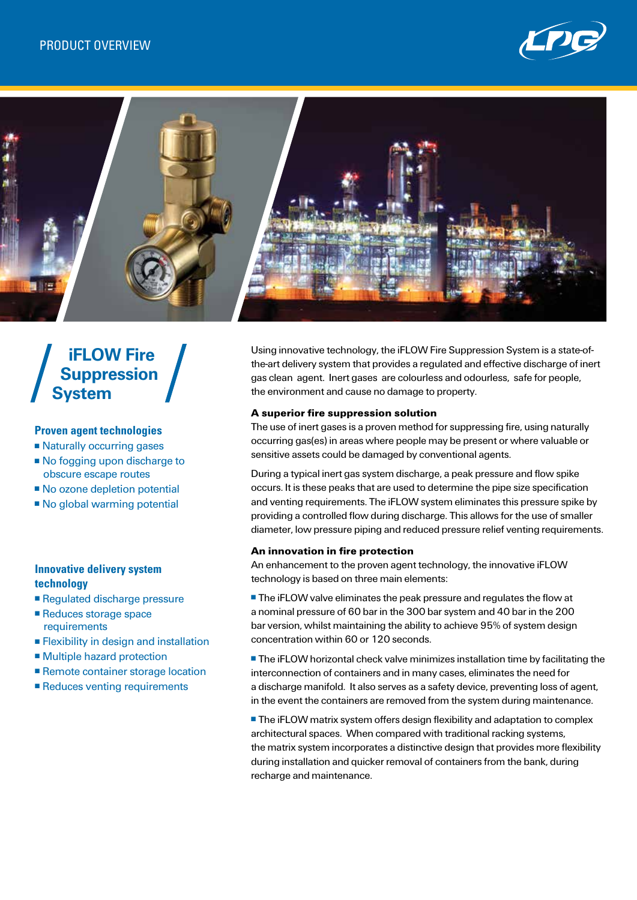PRODUCT OVERVIEW

# iFLOW Fire Suppression System

### Proven agent technologies

- Naturally occurring gases
- No fogging upon discharge to obscure escape routes
- No ozone depletion potential
- No global warming potential

### Innovative delivery system technology

- Regulated discharge pressure
- Reduces storage space requirements
- Flexibility in design and installation
- Multiple hazard protection
- Remote container storage location
- Reduces venting requirements

Using innovative technology, the iFLOW Fire Suppression System is a state-of-the-art delivery system that provides a regulated and effective discharge of inert gas clean agent. Inert gases are colourless and odourless, safe for people, the environment and cause no damage to property.

### A superior fire suppression solution

The use of inert gases is a proven method for suppressing fire, using naturally occurring gas(es) in areas where people may be present or where valuable or sensitive assets could be damaged by conventional agents.

During a typical inert gas system discharge, a peak pressure and flow spike occurs. It is these peaks that are used to determine the pipe size specification and venting requirements. The iFLOW system eliminates this pressure spike by providing a controlled flow during discharge. This allows for the use of smaller diameter, low pressure piping and reduced pressure relief venting requirements.

### An innovation in fire protection

An enhancement to the proven agent technology, the innovative iFLOW technology is based on three main elements:

- The iFLOW valve eliminates the peak pressure and regulates the flow at a nominal pressure of 60 bar in the 300 bar system and 40 bar in the 200 bar version, whilst maintaining the ability to achieve 95% of system design concentration within 60 or 120 seconds.
- The iFLOW horizontal check valve minimizes installation time by facilitating the interconnection of containers and in many cases, eliminates the need for a discharge manifold. It also serves as a safety device, preventing loss of agent, in the event the containers are removed from the system during maintenance.
- The iFLOW matrix system offers design flexibility and adaptation to complex architectural spaces. When compared with traditional racking systems, the matrix system incorporates a distinctive design that provides more flexibility during installation and quicker removal of containers from the bank, during recharge and maintenance.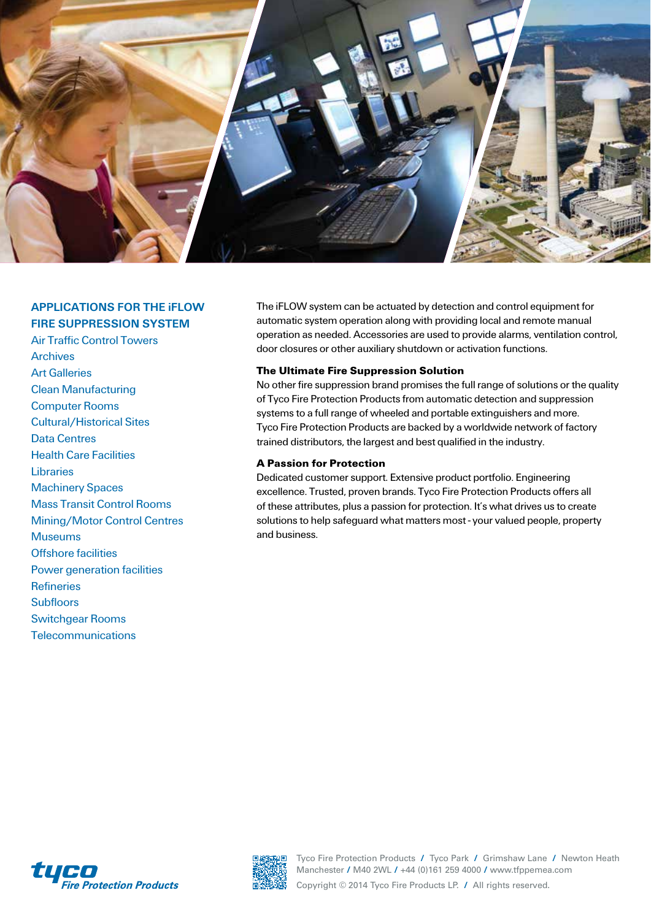## APPLICATIONS FOR THE iFLOW FIRE SUPPRESSION SYSTEM

- Air Traffic Control Towers
- Archives
- Art Galleries
- Clean Manufacturing
- Computer Rooms
- Cultural/Historical Sites
- Data Centres
- Health Care Facilities
- Libraries
- Machinery Spaces
- Mass Transit Control Rooms
- Mining/Motor Control Centres
- Museums
- Offshore facilities
- Power generation facilities
- Refineries
- Subfloors
- Switchgear Rooms
- Telecommunications

The iFLOW system can be actuated by detection and control equipment for automatic system operation along with providing local and remote manual operation as needed. Accessories are used to provide alarms, ventilation control, door closures or other auxiliary shutdown or activation functions.

**The Ultimate Fire Suppression Solution**

No other fire suppression brand promises the full range of solutions or the quality of Tyco Fire Protection Products from automatic detection and suppression systems to a full range of wheeled and portable extinguishers and more. Tyco Fire Protection Products are backed by a worldwide network of factory trained distributors, the largest and best qualified in the industry.

**A Passion for Protection**

Dedicated customer support. Extensive product portfolio. Engineering excellence. Trusted, proven brands. Tyco Fire Protection Products offers all of these attributes, plus a passion for protection. It's what drives us to create solutions to help safeguard what matters most - your valued people, property and business.

tyco Fire Protection Products

Tyco Fire Protection Products / Tyco Park / Grimshaw Lane / Newton Heath Manchester / M40 2WL / +44 (0)161 259 4000 / www.tfppemea.com

Copyright © 2014 Tyco Fire Products LP. / All rights reserved.